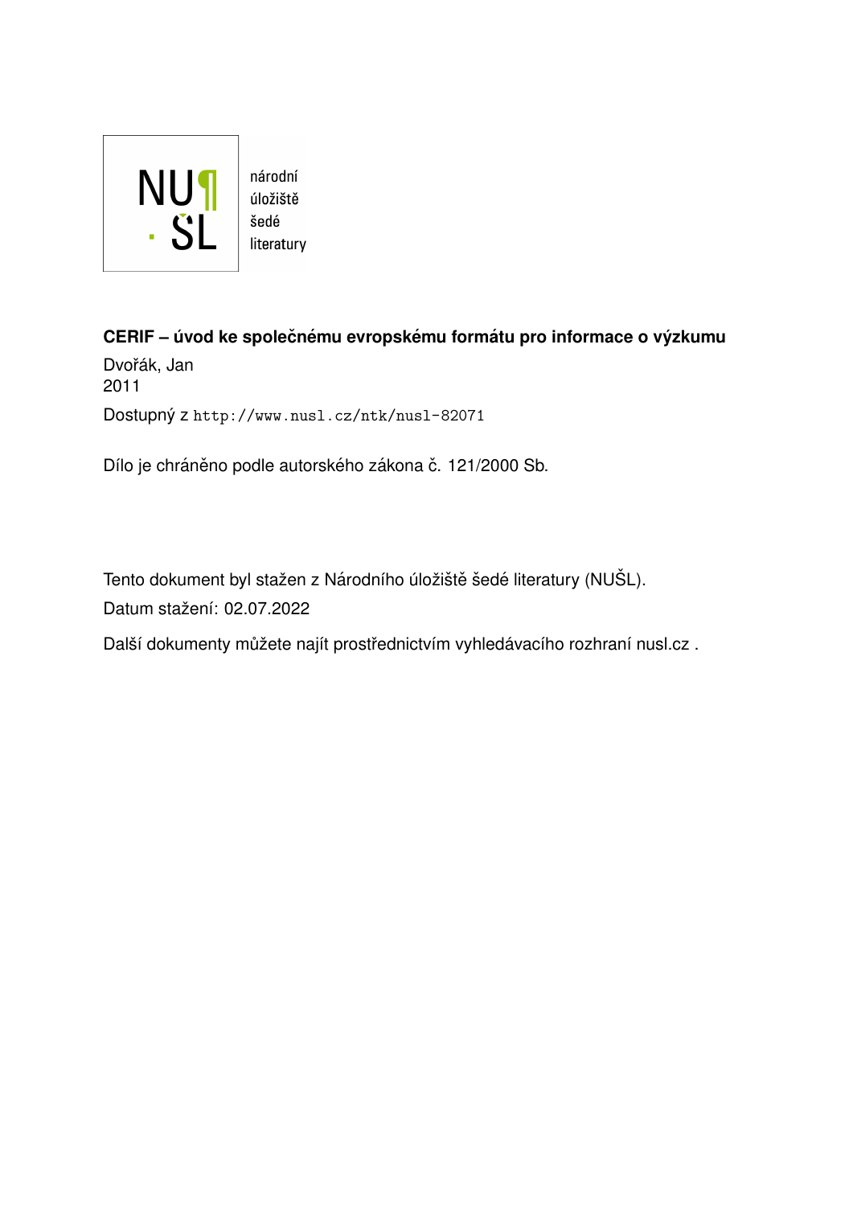NU¶ ŠL národní úložiště šedé literatury

**CERIF – úvod ke společnému evropskému formátu pro informace o výzkumu**

Dvořák, Jan
2011

Dostupný z http://www.nusl.cz/ntk/nusl-82071

Dílo je chráněno podle autorského zákona č. 121/2000 Sb.

Tento dokument byl stažen z Národního úložiště šedé literatury (NUŠL).

Datum stažení: 02.07.2022

Další dokumenty můžete najít prostřednictvím vyhledávacího rozhraní nusl.cz .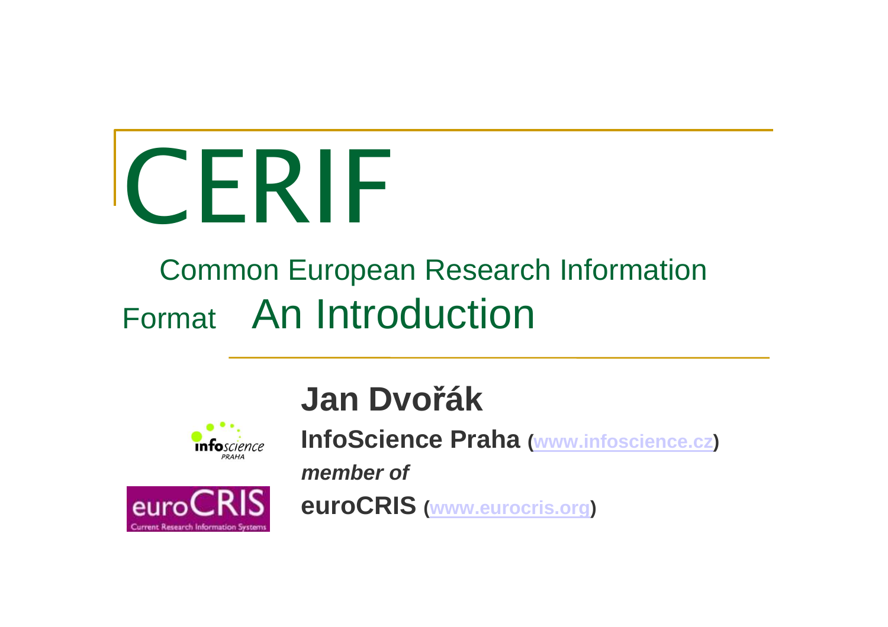# CERIF

Common European Research Information Format

## An Introduction

**Jan Dvořák**

**InfoScience Praha (www.infoscience.cz)**

***member of***

**euroCRIS (www.eurocris.org)**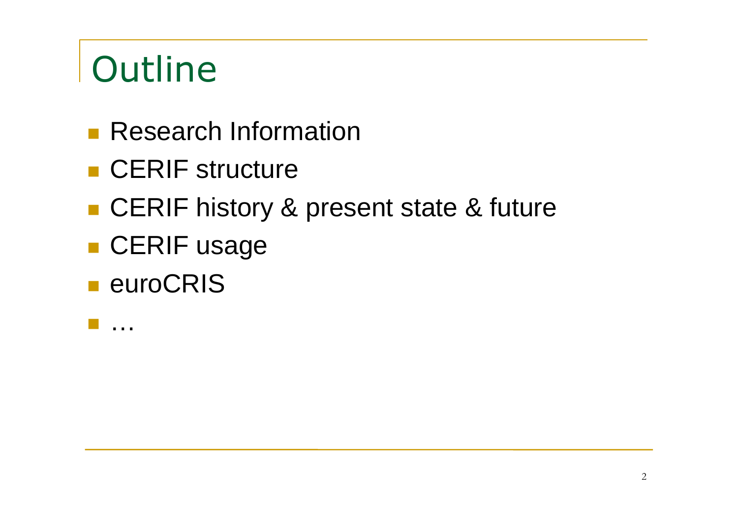# Outline

- Research Information
- CERIF structure
- CERIF history & present state & future
- CERIF usage
- euroCRIS
- …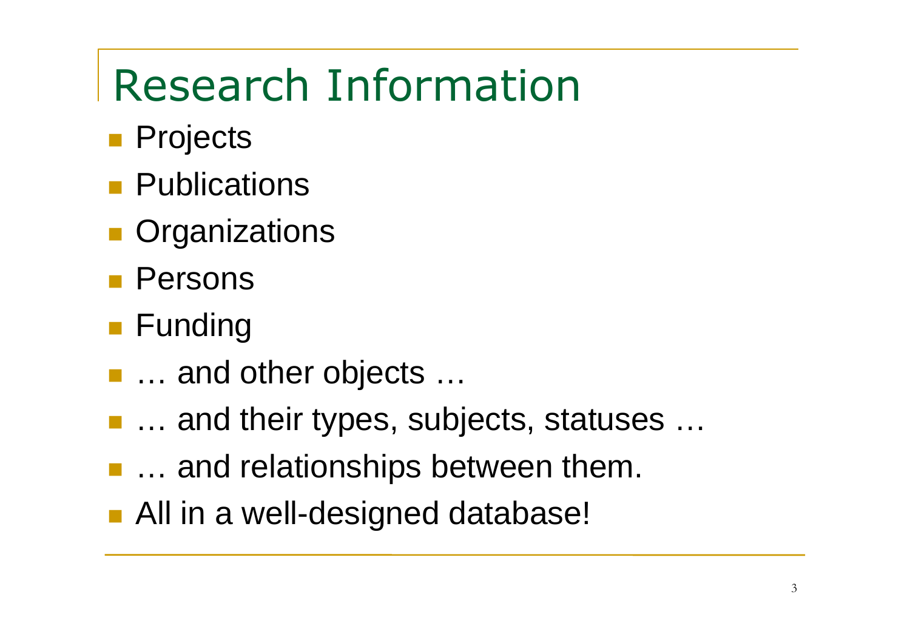# Research Information

- Projects
- Publications
- Organizations
- Persons
- Funding
- … and other objects …
- … and their types, subjects, statuses …
- … and relationships between them.
- All in a well-designed database!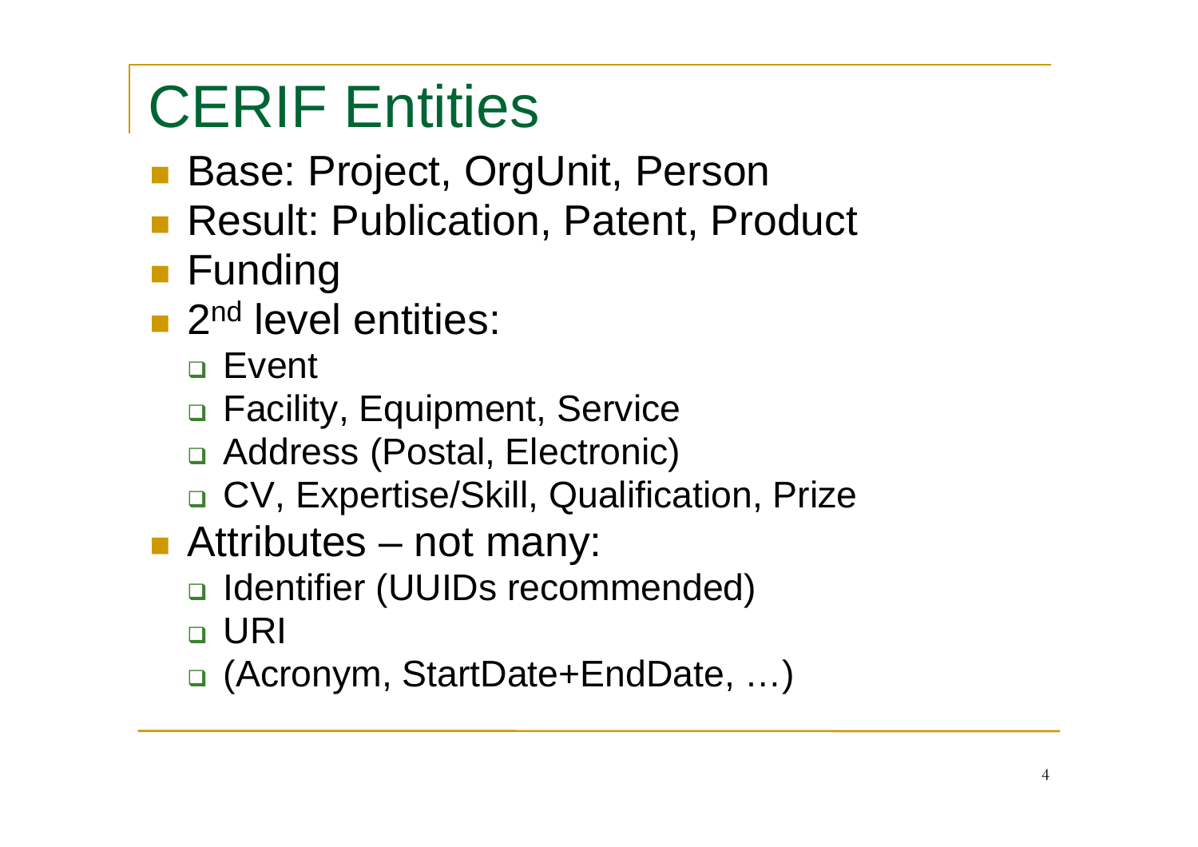# CERIF Entities

- Base: Project, OrgUnit, Person
- Result: Publication, Patent, Product
- Funding
- 2nd level entities:
  - Event
  - Facility, Equipment, Service
  - Address (Postal, Electronic)
  - CV, Expertise/Skill, Qualification, Prize
- Attributes – not many:
  - Identifier (UUIDs recommended)
  - URI
  - (Acronym, StartDate+EndDate, …)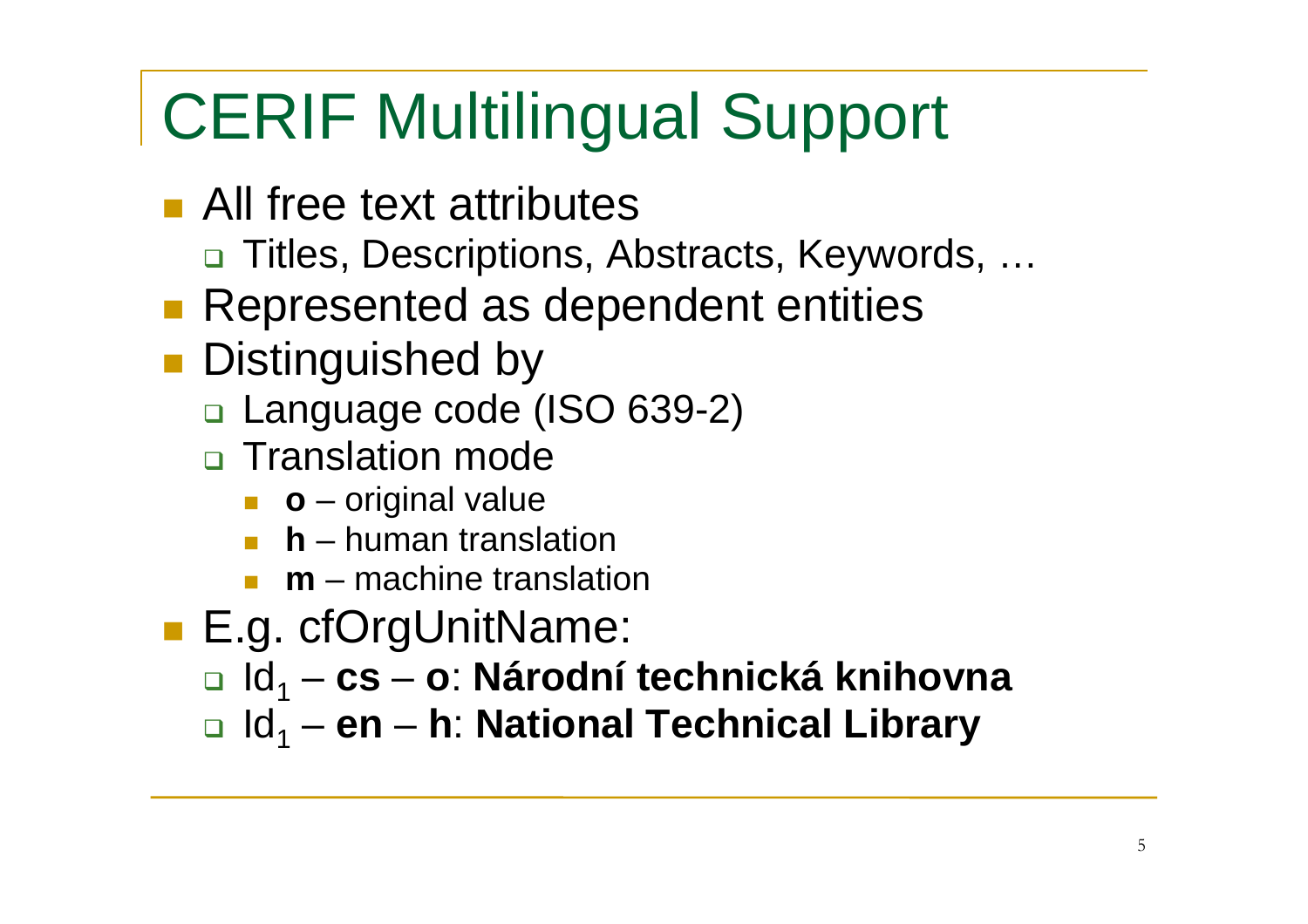# CERIF Multilingual Support

- All free text attributes
  - Titles, Descriptions, Abstracts, Keywords, …
- Represented as dependent entities
- Distinguished by
  - Language code (ISO 639-2)
  - Translation mode
    - **o** – original value
    - **h** – human translation
    - **m** – machine translation
- E.g. cfOrgUnitName:
  - $\mathrm{Id}_1$ – **cs** – **o**: **Národní technická knihovna**
  - $\mathrm{Id}_1$ – **en** – **h**: **National Technical Library**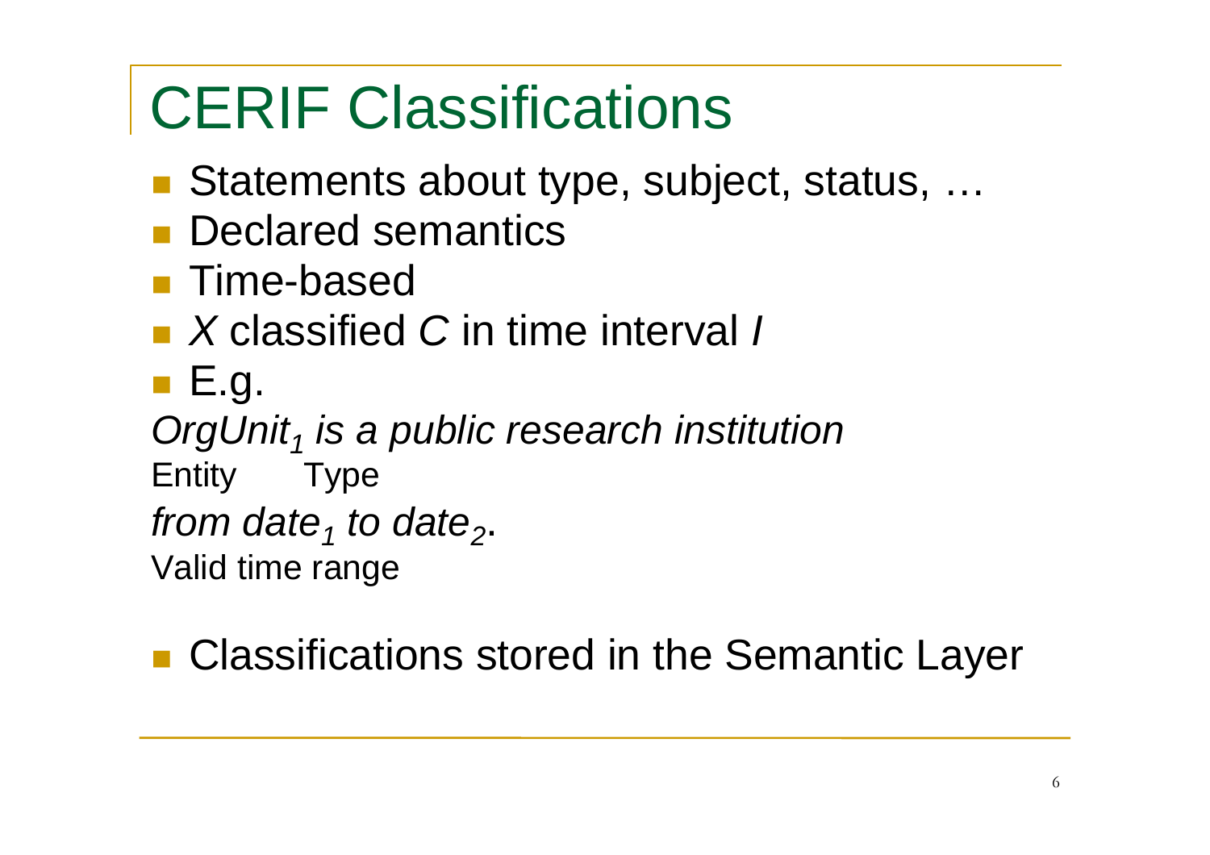# CERIF Classifications

- Statements about type, subject, status, …
- Declared semantics
- Time-based
- *X* classified *C* in time interval *I*
- E.g.

*$OrgUnit_1$ is a public research institution*
Entity Type
*from $date_1$ to $date_2$.*
Valid time range

- Classifications stored in the Semantic Layer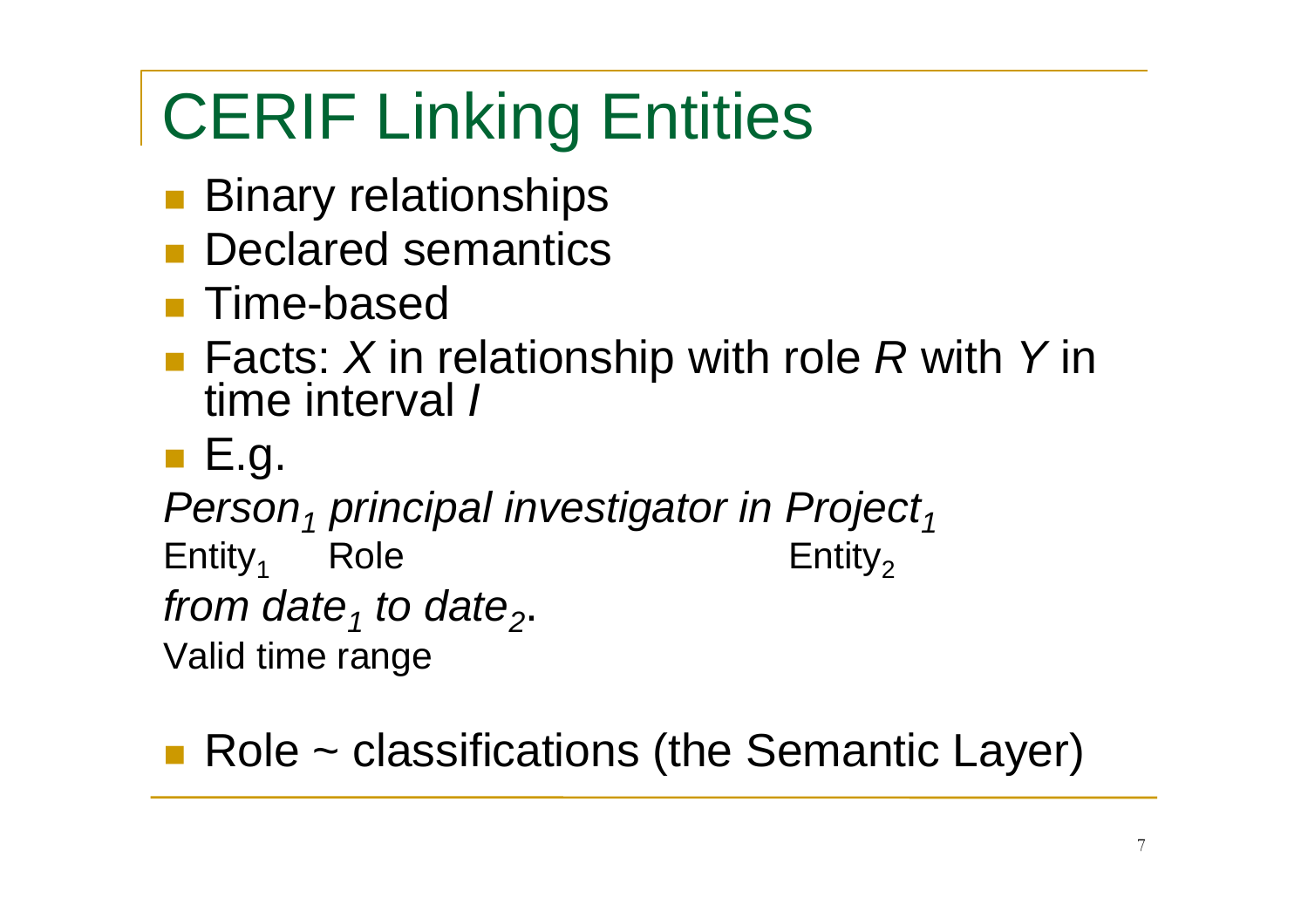# CERIF Linking Entities

- Binary relationships
- Declared semantics
- Time-based
- Facts: *X* in relationship with role *R* with *Y* in time interval *I*
- E.g.

*Person*$_1$ *principal investigator in Project*$_1$

Entity$_1$ Role Entity$_2$

*from date*$_1$ *to date*$_2$.

Valid time range

- Role ~ classifications (the Semantic Layer)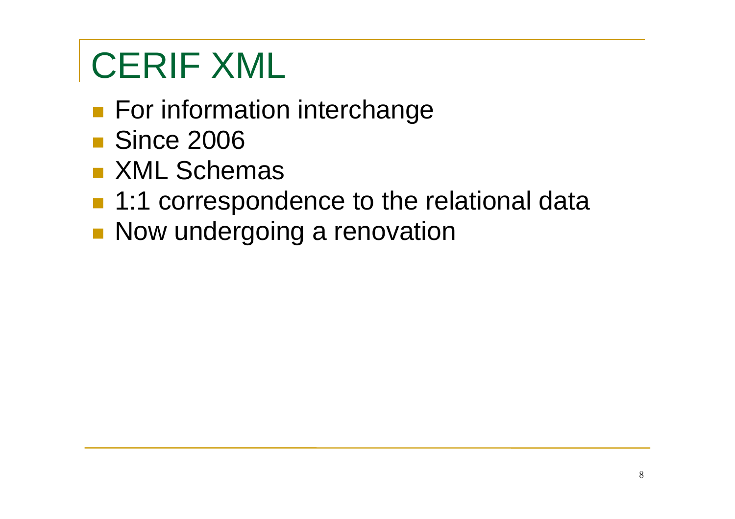# CERIF XML

- For information interchange
- Since 2006
- XML Schemas
- 1:1 correspondence to the relational data
- Now undergoing a renovation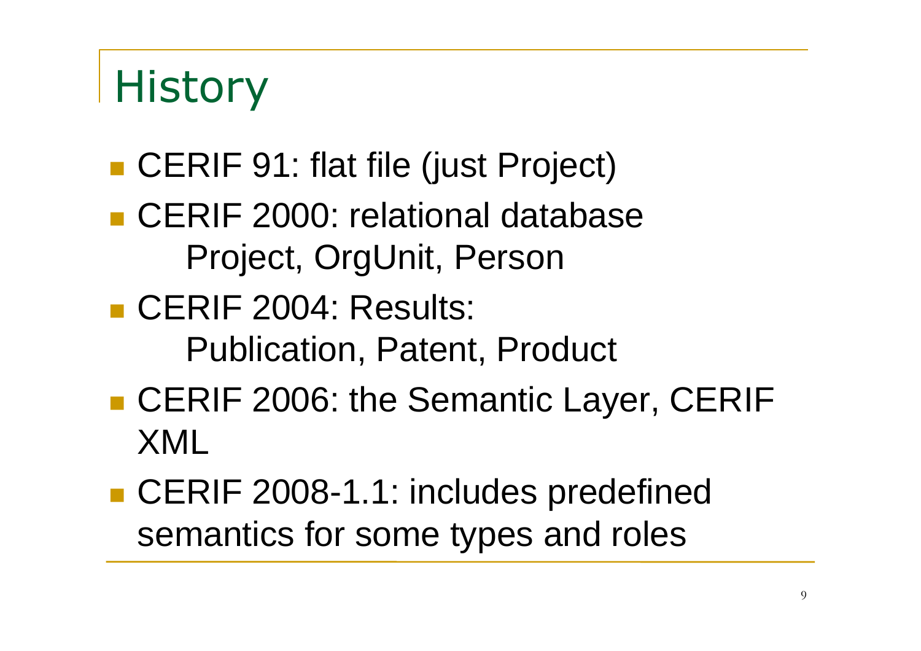# History

- CERIF 91: flat file (just Project)
- CERIF 2000: relational database
  Project, OrgUnit, Person
- CERIF 2004: Results:
  Publication, Patent, Product
- CERIF 2006: the Semantic Layer, CERIF XML
- CERIF 2008-1.1: includes predefined semantics for some types and roles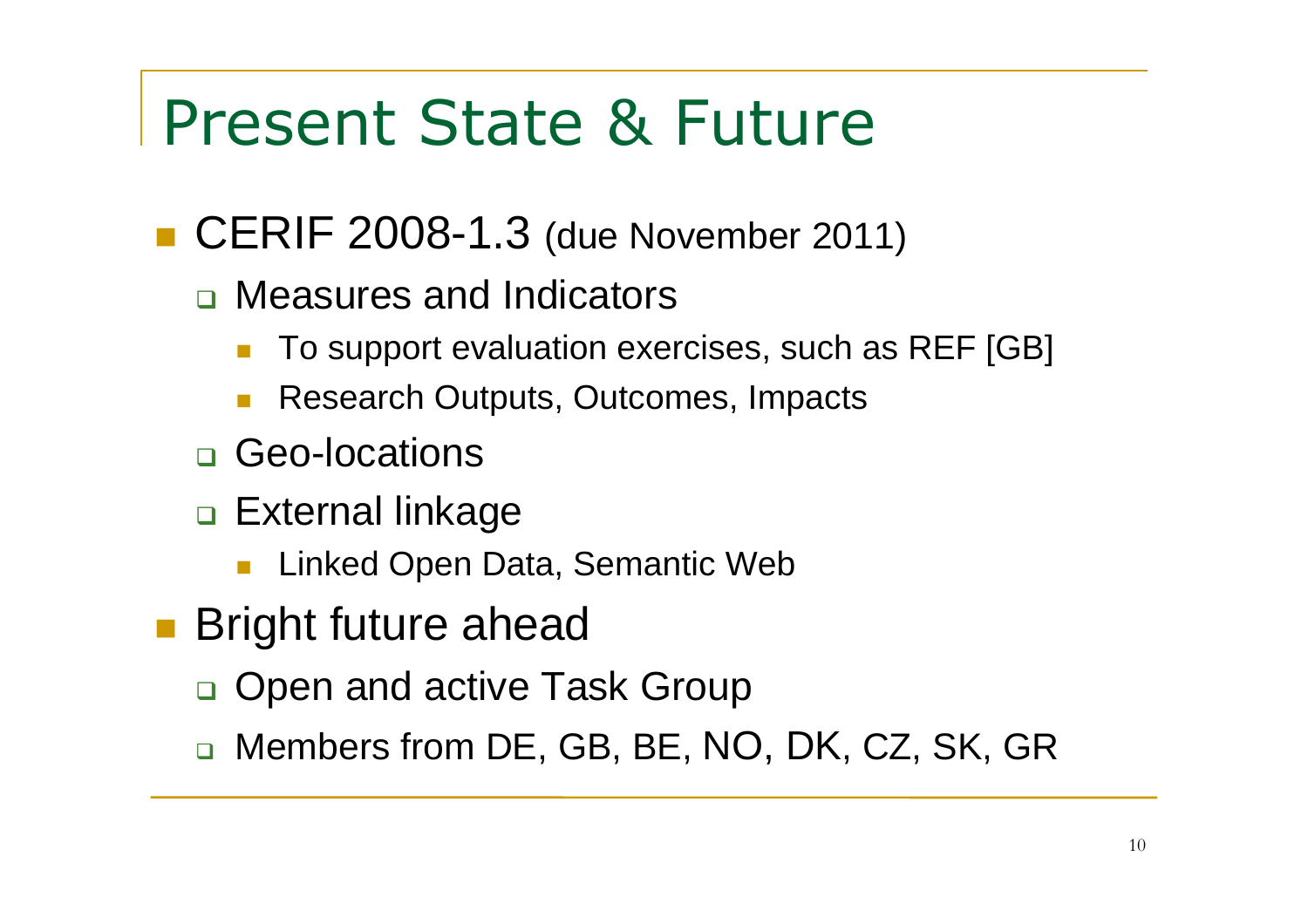# Present State & Future

- CERIF 2008-1.3 (due November 2011)
  - Measures and Indicators
    - To support evaluation exercises, such as REF [GB]
    - Research Outputs, Outcomes, Impacts
  - Geo-locations
  - External linkage
    - Linked Open Data, Semantic Web
- Bright future ahead
  - Open and active Task Group
  - Members from DE, GB, BE, NO, DK, CZ, SK, GR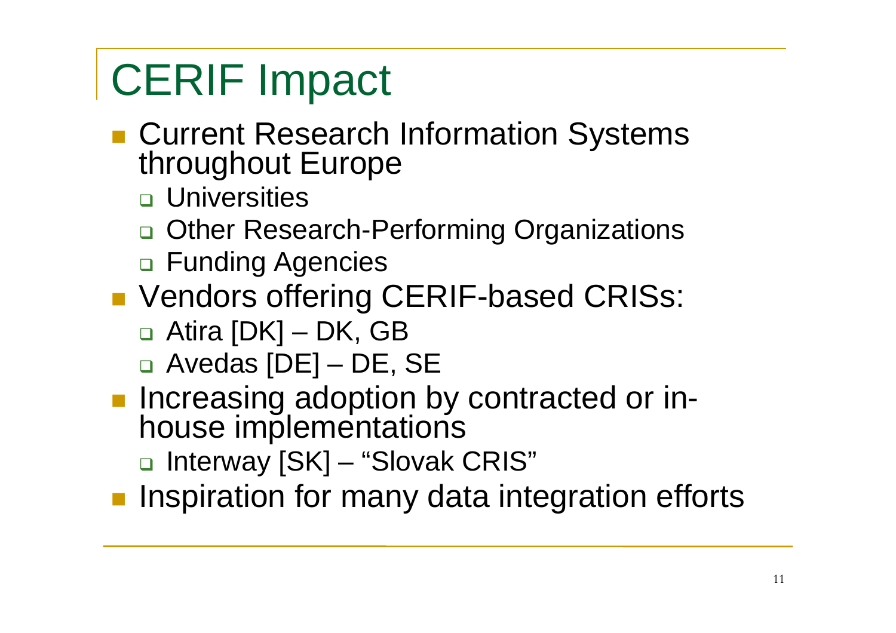# CERIF Impact

- Current Research Information Systems throughout Europe
  - Universities
  - Other Research-Performing Organizations
  - Funding Agencies
- Vendors offering CERIF-based CRISs:
  - Atira [DK] – DK, GB
  - Avedas [DE] – DE, SE
- Increasing adoption by contracted or in-house implementations
  - Interway [SK] – "Slovak CRIS"
- Inspiration for many data integration efforts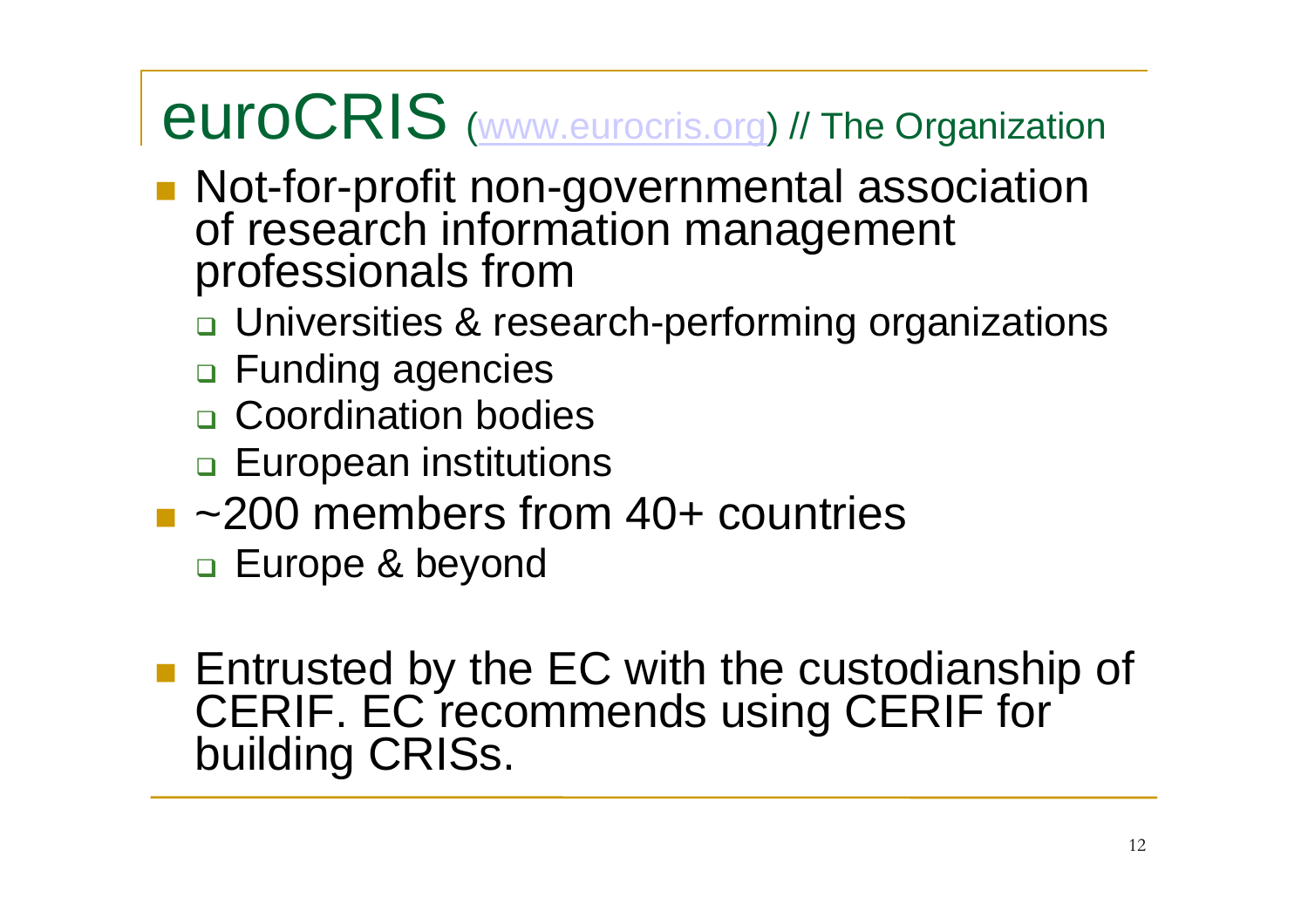# euroCRIS ([www.eurocris.org](http://www.eurocris.org)) // The Organization

- Not-for-profit non-governmental association of research information management professionals from
  - Universities & research-performing organizations
  - Funding agencies
  - Coordination bodies
  - European institutions
- ~200 members from 40+ countries
  - Europe & beyond

- Entrusted by the EC with the custodianship of CERIF. EC recommends using CERIF for building CRISs.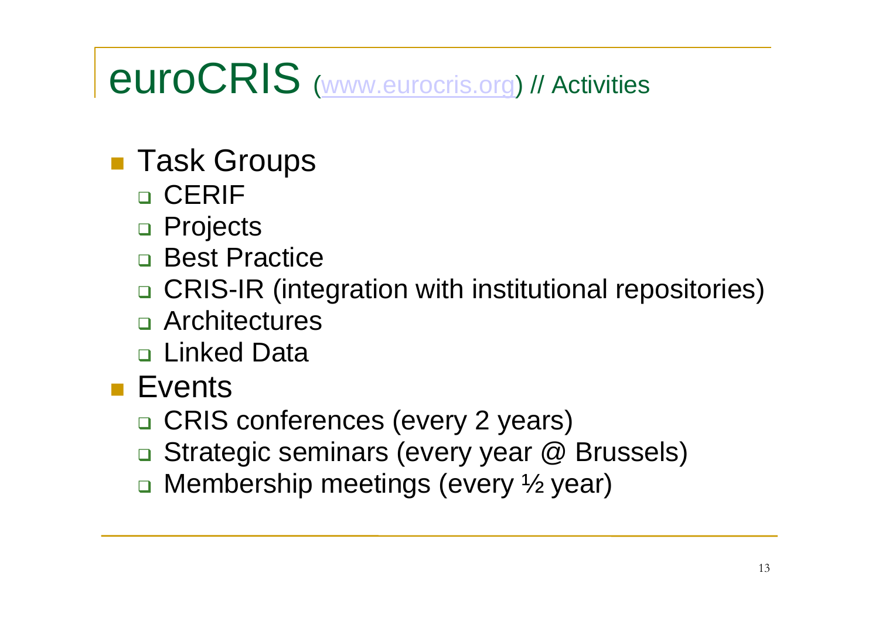# euroCRIS (www.eurocris.org) // Activities

- Task Groups
  - CERIF
  - Projects
  - Best Practice
  - CRIS-IR (integration with institutional repositories)
  - Architectures
  - Linked Data
- Events
  - CRIS conferences (every 2 years)
  - Strategic seminars (every year @ Brussels)
  - Membership meetings (every ½ year)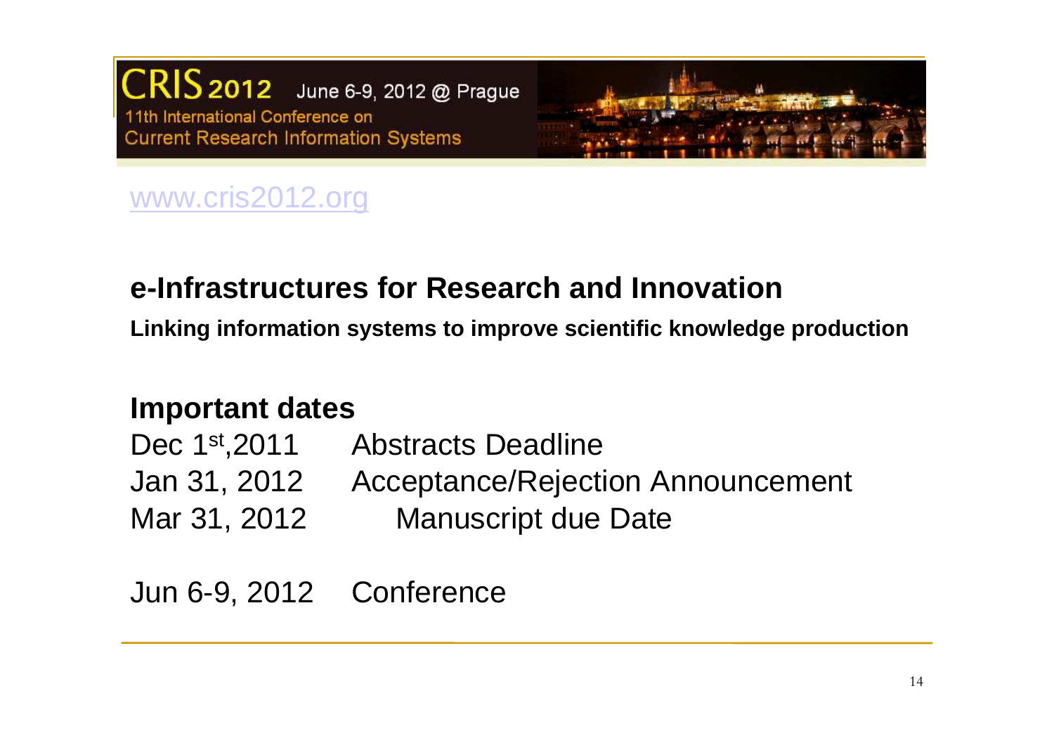CRIS 2012 June 6-9, 2012 @ Prague

11th International Conference on Current Research Information Systems

www.cris2012.org

## e-Infrastructures for Research and Innovation

**Linking information systems to improve scientific knowledge production**

## Important dates

| | |
|---|---|
| Dec 1st,2011 | Abstracts Deadline |
| Jan 31, 2012 | Acceptance/Rejection Announcement |
| Mar 31, 2012 | Manuscript due Date |

Jun 6-9, 2012 Conference